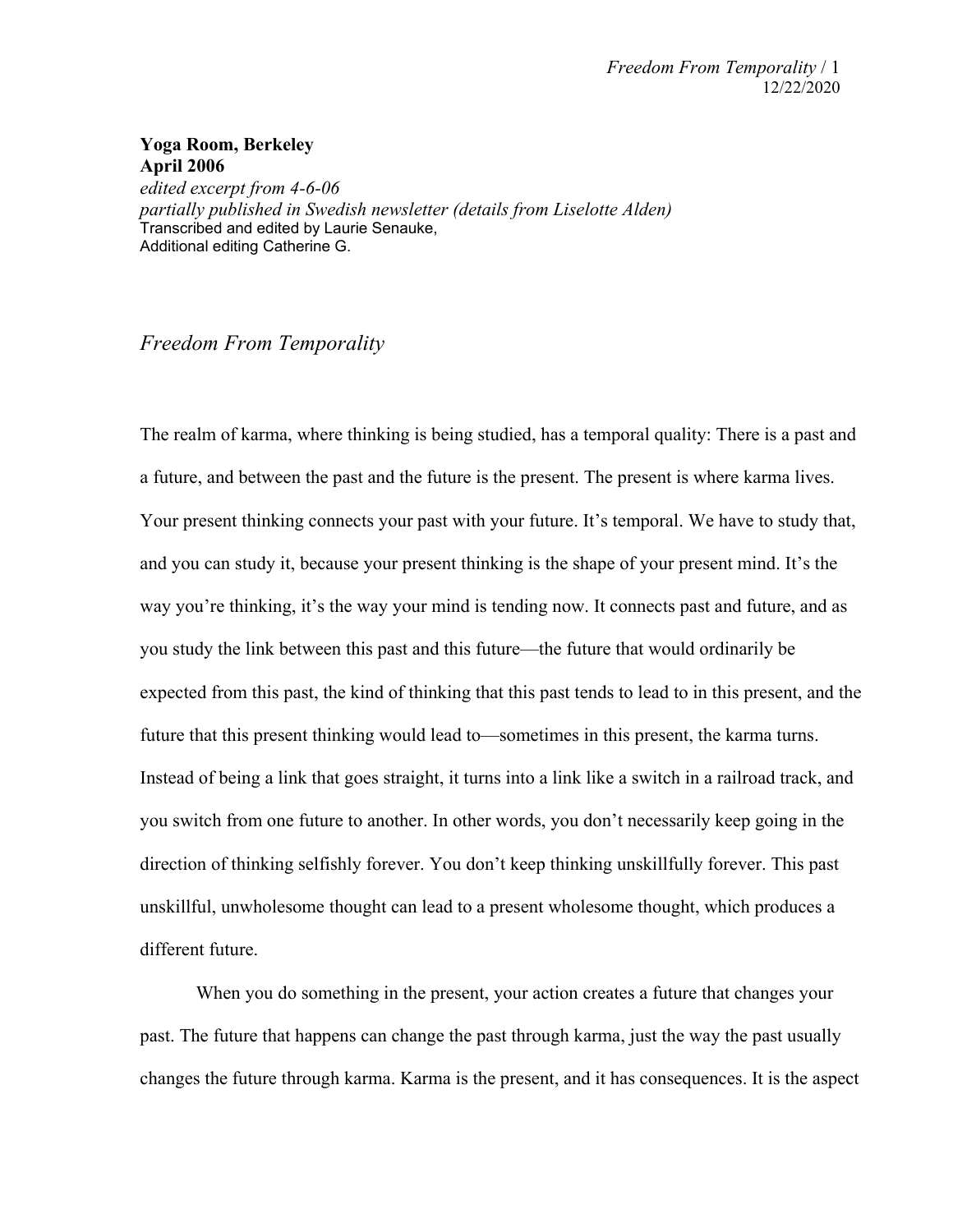**Yoga Room, Berkeley**
**April 2006**
*edited excerpt from 4-6-06*
*partially published in Swedish newsletter (details from Liselotte Alden)*
Transcribed and edited by Laurie Senauke,
Additional editing Catherine G.

# *Freedom From Temporality*

The realm of karma, where thinking is being studied, has a temporal quality: There is a past and a future, and between the past and the future is the present. The present is where karma lives. Your present thinking connects your past with your future. It's temporal. We have to study that, and you can study it, because your present thinking is the shape of your present mind. It's the way you're thinking, it's the way your mind is tending now. It connects past and future, and as you study the link between this past and this future—the future that would ordinarily be expected from this past, the kind of thinking that this past tends to lead to in this present, and the future that this present thinking would lead to—sometimes in this present, the karma turns. Instead of being a link that goes straight, it turns into a link like a switch in a railroad track, and you switch from one future to another. In other words, you don't necessarily keep going in the direction of thinking selfishly forever. You don't keep thinking unskillfully forever. This past unskillful, unwholesome thought can lead to a present wholesome thought, which produces a different future.

When you do something in the present, your action creates a future that changes your past. The future that happens can change the past through karma, just the way the past usually changes the future through karma. Karma is the present, and it has consequences. It is the aspect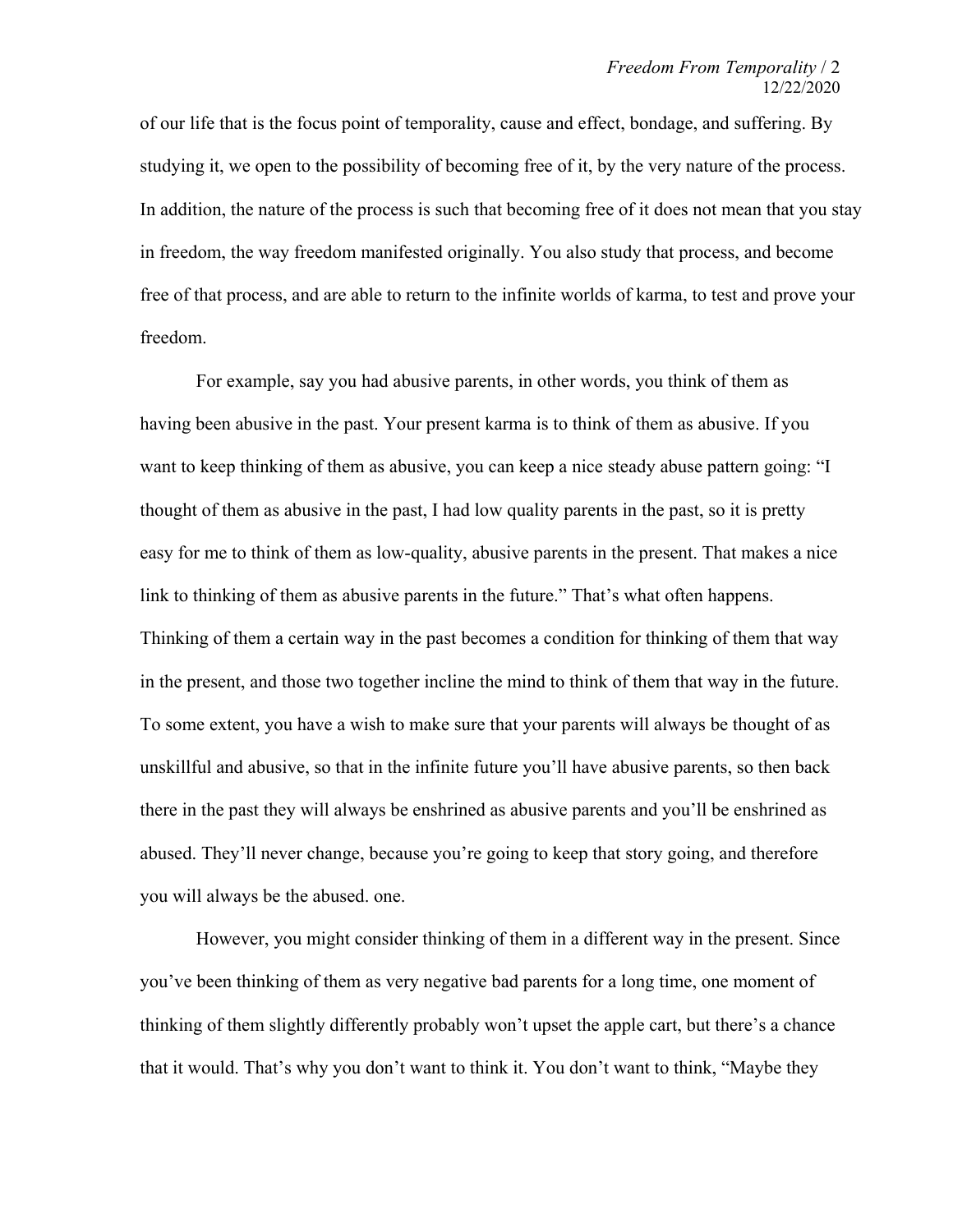of our life that is the focus point of temporality, cause and effect, bondage, and suffering. By studying it, we open to the possibility of becoming free of it, by the very nature of the process. In addition, the nature of the process is such that becoming free of it does not mean that you stay in freedom, the way freedom manifested originally. You also study that process, and become free of that process, and are able to return to the infinite worlds of karma, to test and prove your freedom.

For example, say you had abusive parents, in other words, you think of them as having been abusive in the past. Your present karma is to think of them as abusive. If you want to keep thinking of them as abusive, you can keep a nice steady abuse pattern going: "I thought of them as abusive in the past, I had low quality parents in the past, so it is pretty easy for me to think of them as low-quality, abusive parents in the present. That makes a nice link to thinking of them as abusive parents in the future." That's what often happens. Thinking of them a certain way in the past becomes a condition for thinking of them that way in the present, and those two together incline the mind to think of them that way in the future. To some extent, you have a wish to make sure that your parents will always be thought of as unskillful and abusive, so that in the infinite future you'll have abusive parents, so then back there in the past they will always be enshrined as abusive parents and you'll be enshrined as abused. They'll never change, because you're going to keep that story going, and therefore you will always be the abused. one.

However, you might consider thinking of them in a different way in the present. Since you've been thinking of them as very negative bad parents for a long time, one moment of thinking of them slightly differently probably won't upset the apple cart, but there's a chance that it would. That's why you don't want to think it. You don't want to think, "Maybe they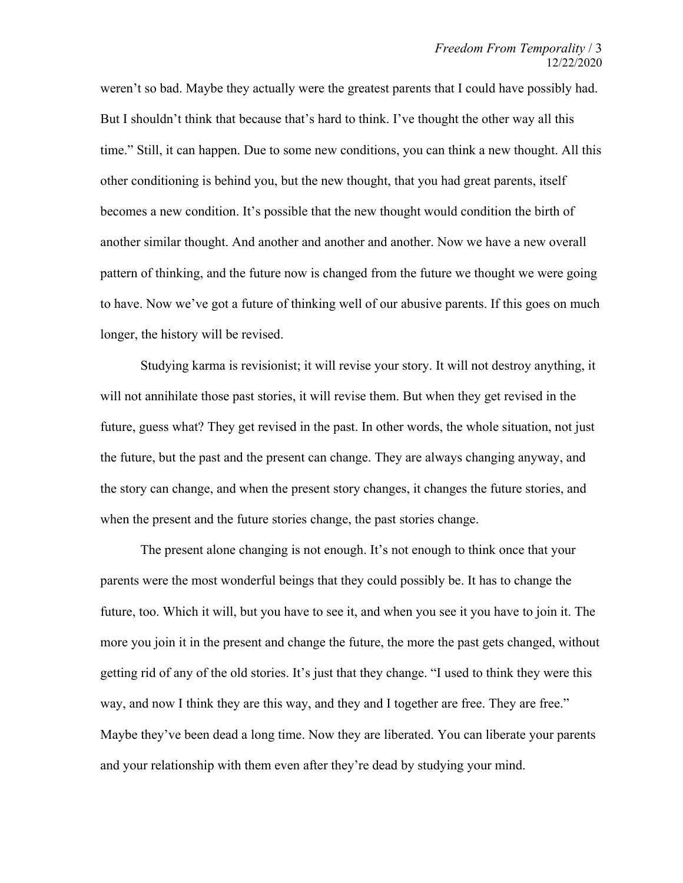weren't so bad. Maybe they actually were the greatest parents that I could have possibly had. But I shouldn't think that because that's hard to think. I've thought the other way all this time." Still, it can happen. Due to some new conditions, you can think a new thought. All this other conditioning is behind you, but the new thought, that you had great parents, itself becomes a new condition. It's possible that the new thought would condition the birth of another similar thought. And another and another and another. Now we have a new overall pattern of thinking, and the future now is changed from the future we thought we were going to have. Now we've got a future of thinking well of our abusive parents. If this goes on much longer, the history will be revised.

Studying karma is revisionist; it will revise your story. It will not destroy anything, it will not annihilate those past stories, it will revise them. But when they get revised in the future, guess what? They get revised in the past. In other words, the whole situation, not just the future, but the past and the present can change. They are always changing anyway, and the story can change, and when the present story changes, it changes the future stories, and when the present and the future stories change, the past stories change.

The present alone changing is not enough. It's not enough to think once that your parents were the most wonderful beings that they could possibly be. It has to change the future, too. Which it will, but you have to see it, and when you see it you have to join it. The more you join it in the present and change the future, the more the past gets changed, without getting rid of any of the old stories. It's just that they change. "I used to think they were this way, and now I think they are this way, and they and I together are free. They are free." Maybe they've been dead a long time. Now they are liberated. You can liberate your parents and your relationship with them even after they're dead by studying your mind.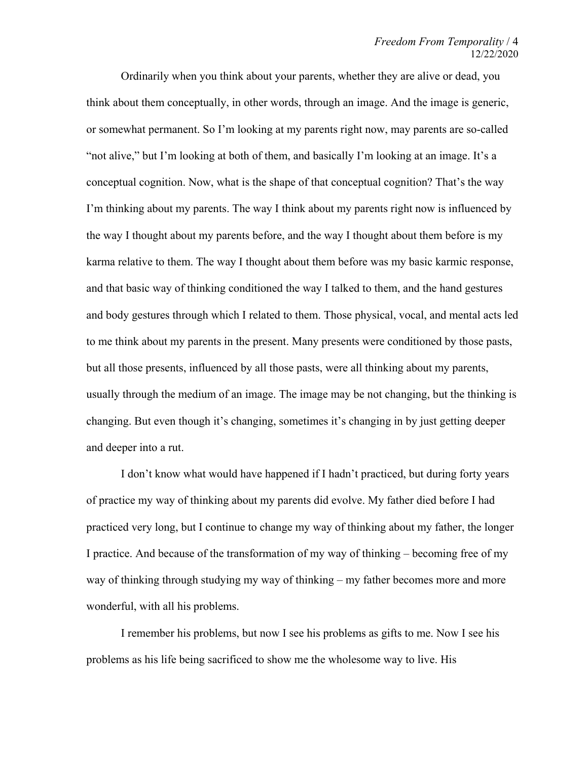Ordinarily when you think about your parents, whether they are alive or dead, you think about them conceptually, in other words, through an image. And the image is generic, or somewhat permanent. So I'm looking at my parents right now, may parents are so-called "not alive," but I'm looking at both of them, and basically I'm looking at an image. It's a conceptual cognition. Now, what is the shape of that conceptual cognition? That's the way I'm thinking about my parents. The way I think about my parents right now is influenced by the way I thought about my parents before, and the way I thought about them before is my karma relative to them. The way I thought about them before was my basic karmic response, and that basic way of thinking conditioned the way I talked to them, and the hand gestures and body gestures through which I related to them. Those physical, vocal, and mental acts led to me think about my parents in the present. Many presents were conditioned by those pasts, but all those presents, influenced by all those pasts, were all thinking about my parents, usually through the medium of an image. The image may be not changing, but the thinking is changing. But even though it's changing, sometimes it's changing in by just getting deeper and deeper into a rut.

I don't know what would have happened if I hadn't practiced, but during forty years of practice my way of thinking about my parents did evolve. My father died before I had practiced very long, but I continue to change my way of thinking about my father, the longer I practice. And because of the transformation of my way of thinking – becoming free of my way of thinking through studying my way of thinking – my father becomes more and more wonderful, with all his problems.

I remember his problems, but now I see his problems as gifts to me. Now I see his problems as his life being sacrificed to show me the wholesome way to live. His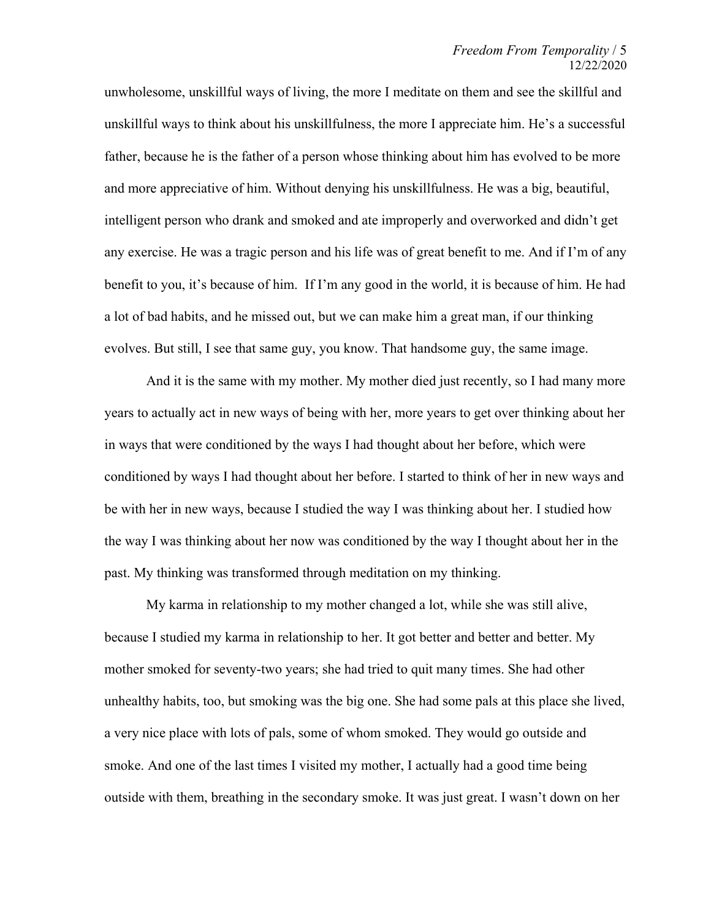unwholesome, unskillful ways of living, the more I meditate on them and see the skillful and unskillful ways to think about his unskillfulness, the more I appreciate him. He's a successful father, because he is the father of a person whose thinking about him has evolved to be more and more appreciative of him. Without denying his unskillfulness. He was a big, beautiful, intelligent person who drank and smoked and ate improperly and overworked and didn't get any exercise. He was a tragic person and his life was of great benefit to me. And if I'm of any benefit to you, it's because of him. If I'm any good in the world, it is because of him. He had a lot of bad habits, and he missed out, but we can make him a great man, if our thinking evolves. But still, I see that same guy, you know. That handsome guy, the same image.

And it is the same with my mother. My mother died just recently, so I had many more years to actually act in new ways of being with her, more years to get over thinking about her in ways that were conditioned by the ways I had thought about her before, which were conditioned by ways I had thought about her before. I started to think of her in new ways and be with her in new ways, because I studied the way I was thinking about her. I studied how the way I was thinking about her now was conditioned by the way I thought about her in the past. My thinking was transformed through meditation on my thinking.

My karma in relationship to my mother changed a lot, while she was still alive, because I studied my karma in relationship to her. It got better and better and better. My mother smoked for seventy-two years; she had tried to quit many times. She had other unhealthy habits, too, but smoking was the big one. She had some pals at this place she lived, a very nice place with lots of pals, some of whom smoked. They would go outside and smoke. And one of the last times I visited my mother, I actually had a good time being outside with them, breathing in the secondary smoke. It was just great. I wasn't down on her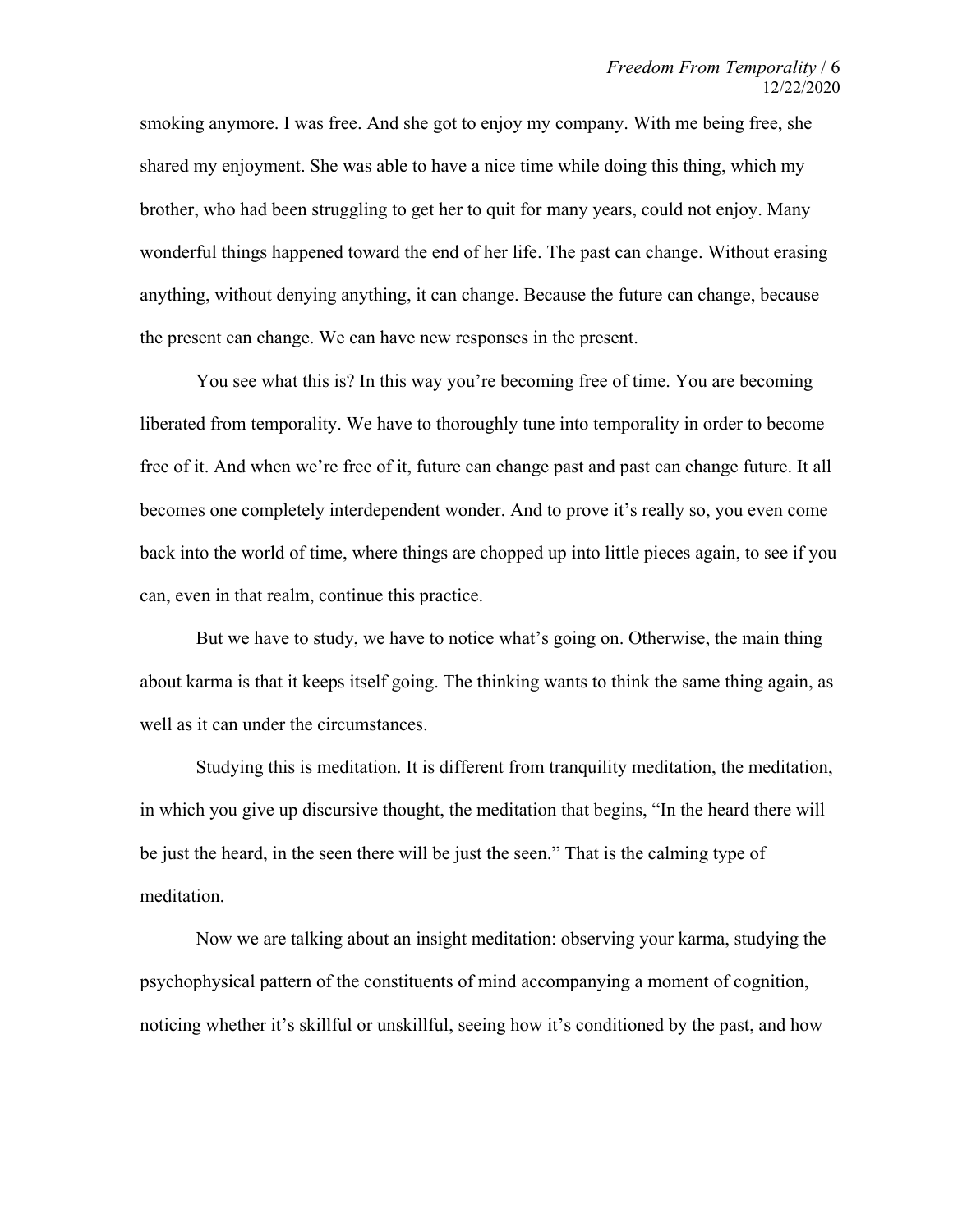smoking anymore. I was free. And she got to enjoy my company. With me being free, she shared my enjoyment. She was able to have a nice time while doing this thing, which my brother, who had been struggling to get her to quit for many years, could not enjoy. Many wonderful things happened toward the end of her life. The past can change. Without erasing anything, without denying anything, it can change. Because the future can change, because the present can change. We can have new responses in the present.

You see what this is? In this way you're becoming free of time. You are becoming liberated from temporality. We have to thoroughly tune into temporality in order to become free of it. And when we're free of it, future can change past and past can change future. It all becomes one completely interdependent wonder. And to prove it's really so, you even come back into the world of time, where things are chopped up into little pieces again, to see if you can, even in that realm, continue this practice.

But we have to study, we have to notice what's going on. Otherwise, the main thing about karma is that it keeps itself going. The thinking wants to think the same thing again, as well as it can under the circumstances.

Studying this is meditation. It is different from tranquility meditation, the meditation, in which you give up discursive thought, the meditation that begins, "In the heard there will be just the heard, in the seen there will be just the seen." That is the calming type of meditation.

Now we are talking about an insight meditation: observing your karma, studying the psychophysical pattern of the constituents of mind accompanying a moment of cognition, noticing whether it's skillful or unskillful, seeing how it's conditioned by the past, and how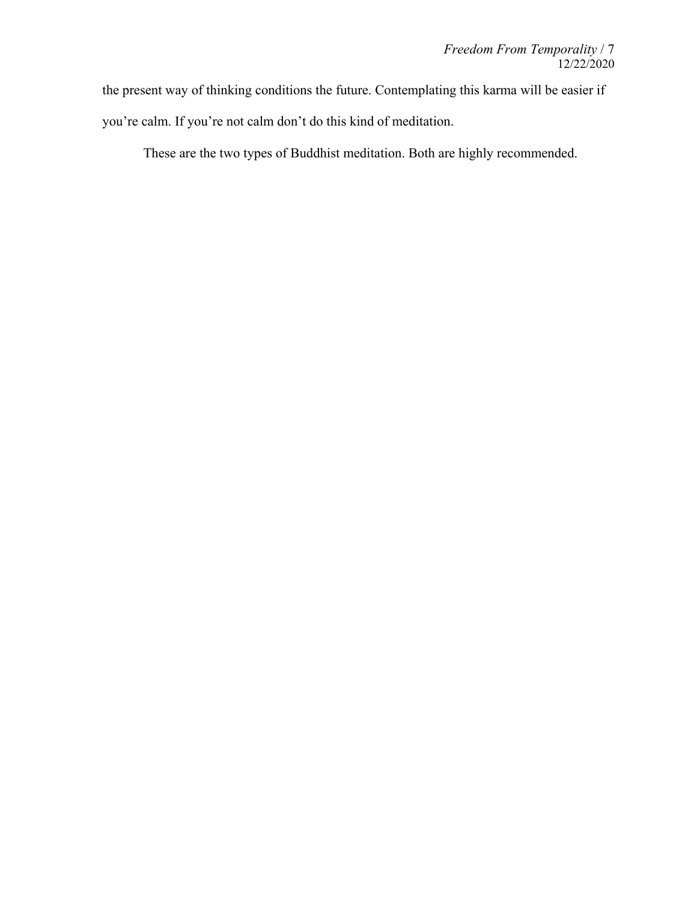the present way of thinking conditions the future. Contemplating this karma will be easier if you're calm. If you're not calm don't do this kind of meditation.

These are the two types of Buddhist meditation. Both are highly recommended.